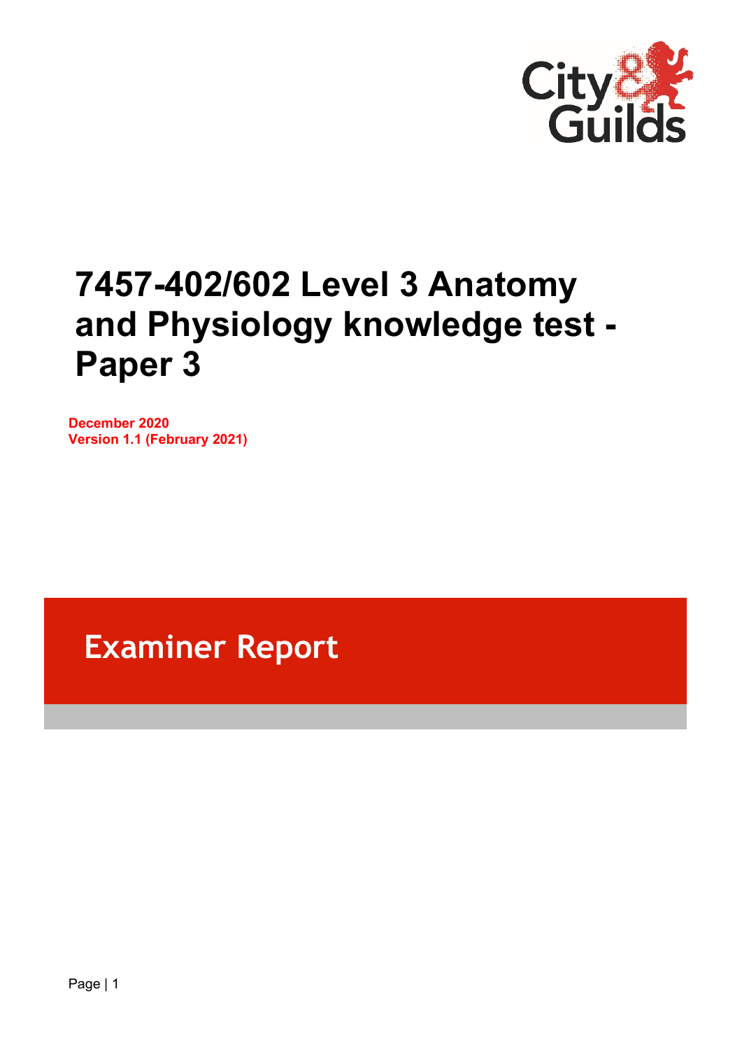# 7457-402/602 Level 3 Anatomy and Physiology knowledge test - Paper 3

**December 2020**
**Version 1.1 (February 2021)**

## Examiner Report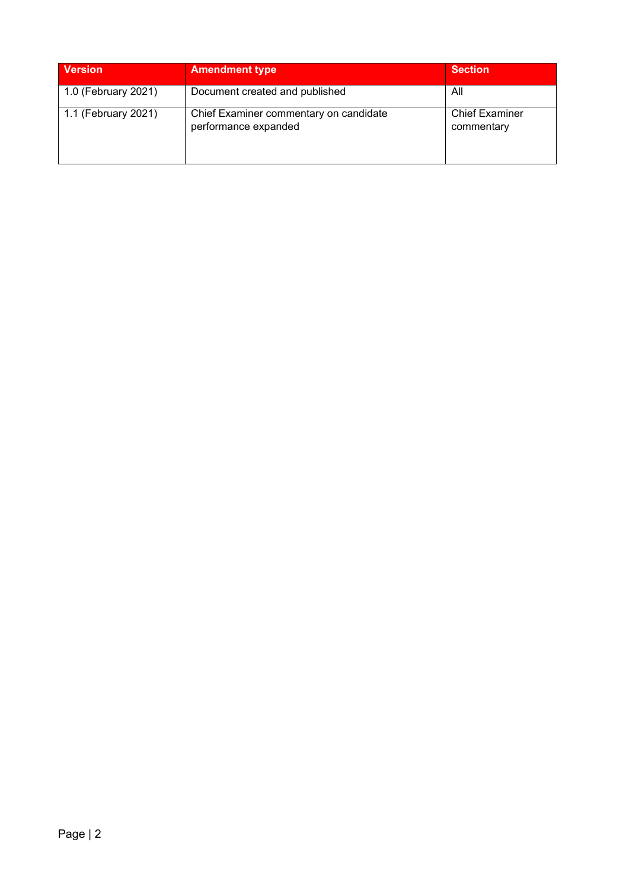| Version | Amendment type | Section |
| --- | --- | --- |
| 1.0 (February 2021) | Document created and published | All |
| 1.1 (February 2021) | Chief Examiner commentary on candidate performance expanded | Chief Examiner commentary |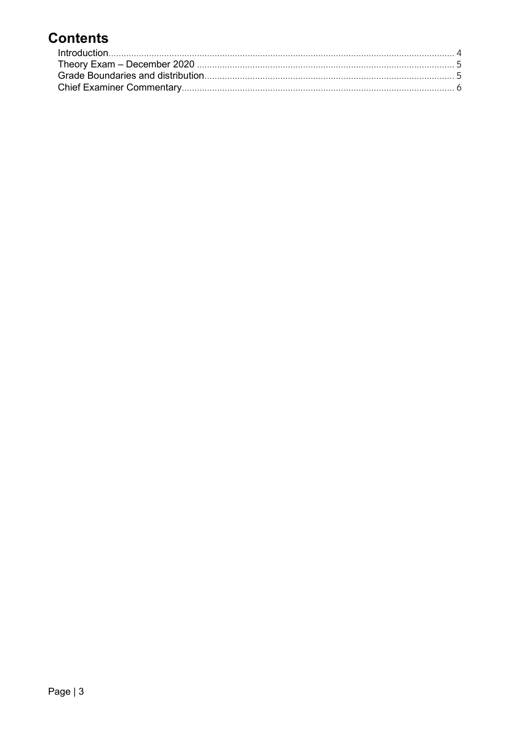# Contents

Introduction........................................................................................................................................ 4
Theory Exam – December 2020 ...................................................................................................... 5
Grade Boundaries and distribution.................................................................................................. 5
Chief Examiner Commentary........................................................................................................... 6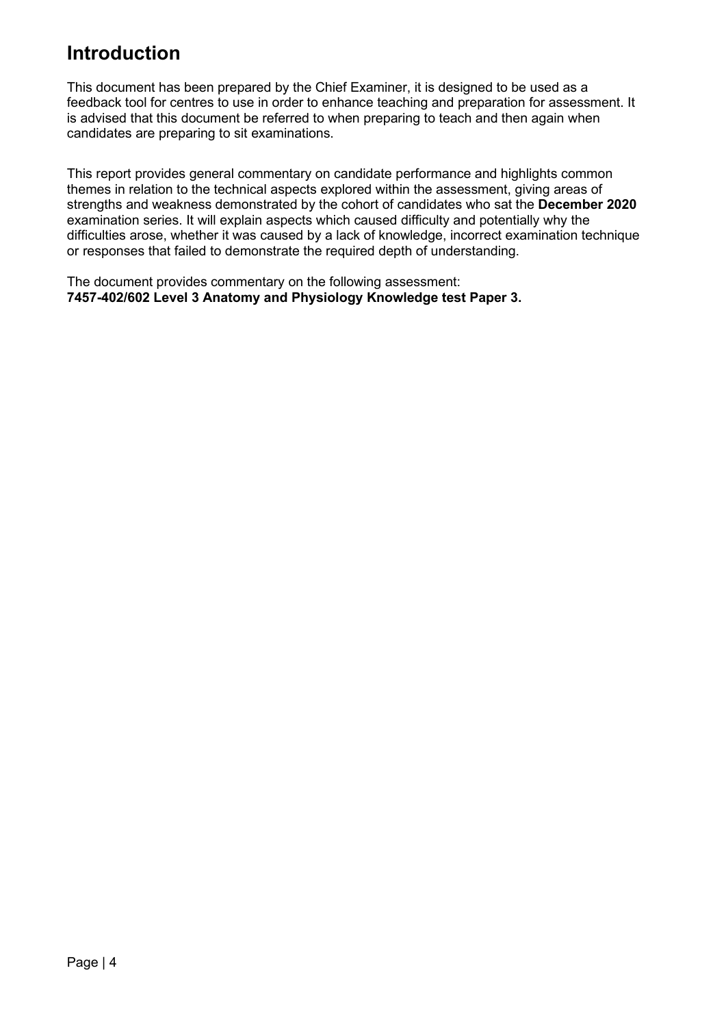# Introduction

This document has been prepared by the Chief Examiner, it is designed to be used as a feedback tool for centres to use in order to enhance teaching and preparation for assessment. It is advised that this document be referred to when preparing to teach and then again when candidates are preparing to sit examinations.

This report provides general commentary on candidate performance and highlights common themes in relation to the technical aspects explored within the assessment, giving areas of strengths and weakness demonstrated by the cohort of candidates who sat the **December 2020** examination series. It will explain aspects which caused difficulty and potentially why the difficulties arose, whether it was caused by a lack of knowledge, incorrect examination technique or responses that failed to demonstrate the required depth of understanding.

The document provides commentary on the following assessment:
**7457-402/602 Level 3 Anatomy and Physiology Knowledge test Paper 3.**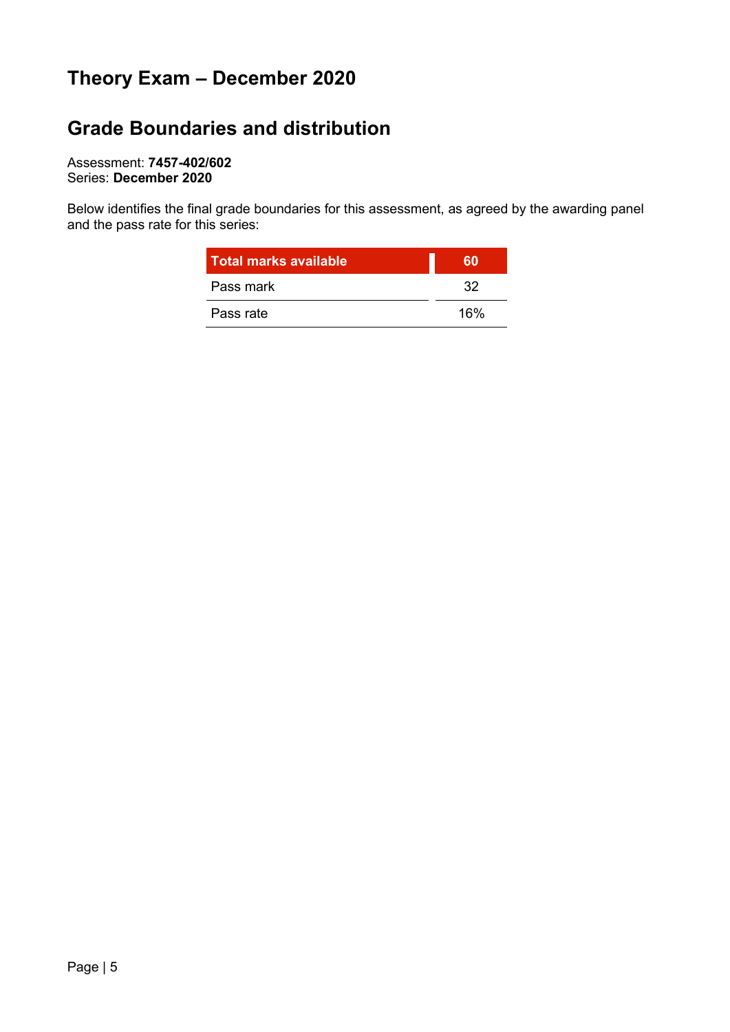# Theory Exam – December 2020

## Grade Boundaries and distribution

Assessment: **7457-402/602**
Series: **December 2020**

Below identifies the final grade boundaries for this assessment, as agreed by the awarding panel and the pass rate for this series:

| Total marks available | 60 |
|---|---|
| Pass mark | 32 |
| Pass rate | 16% |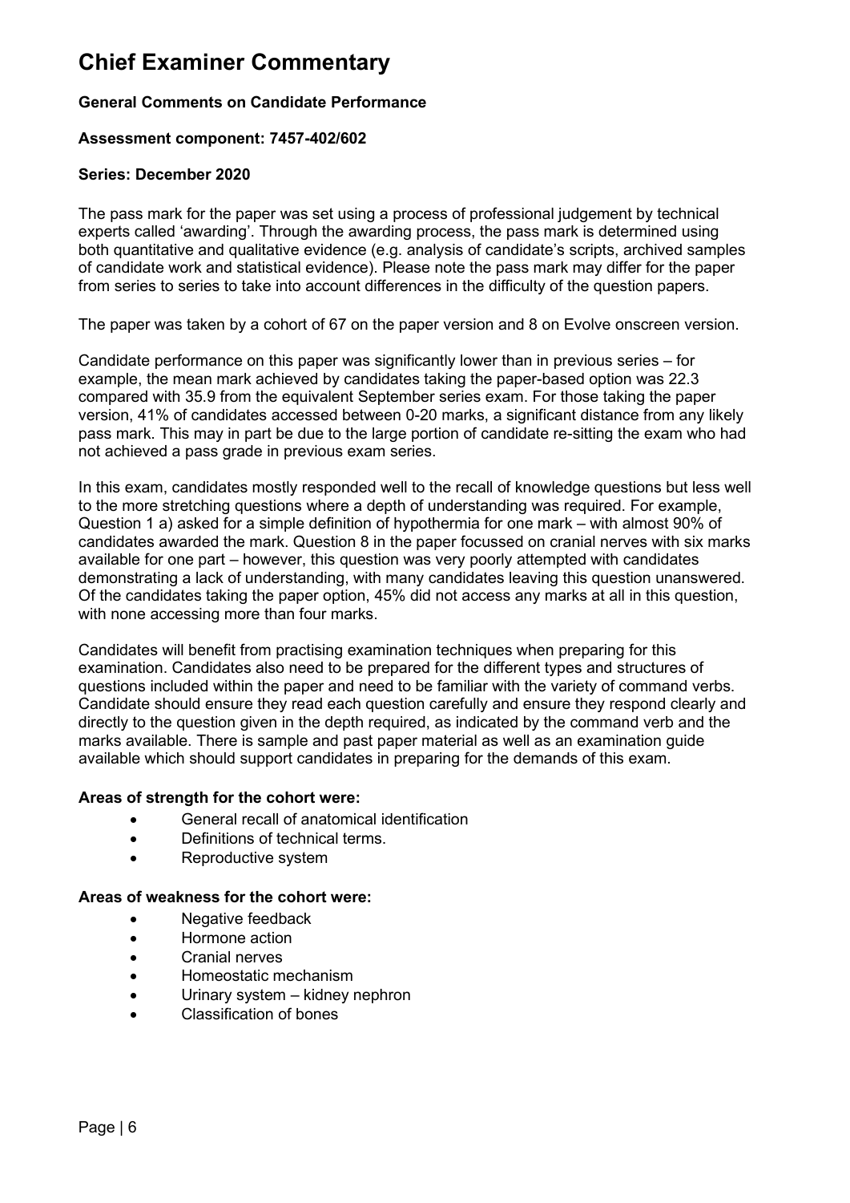# Chief Examiner Commentary

**General Comments on Candidate Performance**

**Assessment component: 7457-402/602**

**Series: December 2020**

The pass mark for the paper was set using a process of professional judgement by technical experts called 'awarding'. Through the awarding process, the pass mark is determined using both quantitative and qualitative evidence (e.g. analysis of candidate's scripts, archived samples of candidate work and statistical evidence). Please note the pass mark may differ for the paper from series to series to take into account differences in the difficulty of the question papers.

The paper was taken by a cohort of 67 on the paper version and 8 on Evolve onscreen version.

Candidate performance on this paper was significantly lower than in previous series – for example, the mean mark achieved by candidates taking the paper-based option was 22.3 compared with 35.9 from the equivalent September series exam. For those taking the paper version, 41% of candidates accessed between 0-20 marks, a significant distance from any likely pass mark. This may in part be due to the large portion of candidate re-sitting the exam who had not achieved a pass grade in previous exam series.

In this exam, candidates mostly responded well to the recall of knowledge questions but less well to the more stretching questions where a depth of understanding was required. For example, Question 1 a) asked for a simple definition of hypothermia for one mark – with almost 90% of candidates awarded the mark. Question 8 in the paper focussed on cranial nerves with six marks available for one part – however, this question was very poorly attempted with candidates demonstrating a lack of understanding, with many candidates leaving this question unanswered. Of the candidates taking the paper option, 45% did not access any marks at all in this question, with none accessing more than four marks.

Candidates will benefit from practising examination techniques when preparing for this examination. Candidates also need to be prepared for the different types and structures of questions included within the paper and need to be familiar with the variety of command verbs. Candidate should ensure they read each question carefully and ensure they respond clearly and directly to the question given in the depth required, as indicated by the command verb and the marks available. There is sample and past paper material as well as an examination guide available which should support candidates in preparing for the demands of this exam.

**Areas of strength for the cohort were:**

- General recall of anatomical identification
- Definitions of technical terms.
- Reproductive system

**Areas of weakness for the cohort were:**

- Negative feedback
- Hormone action
- Cranial nerves
- Homeostatic mechanism
- Urinary system – kidney nephron
- Classification of bones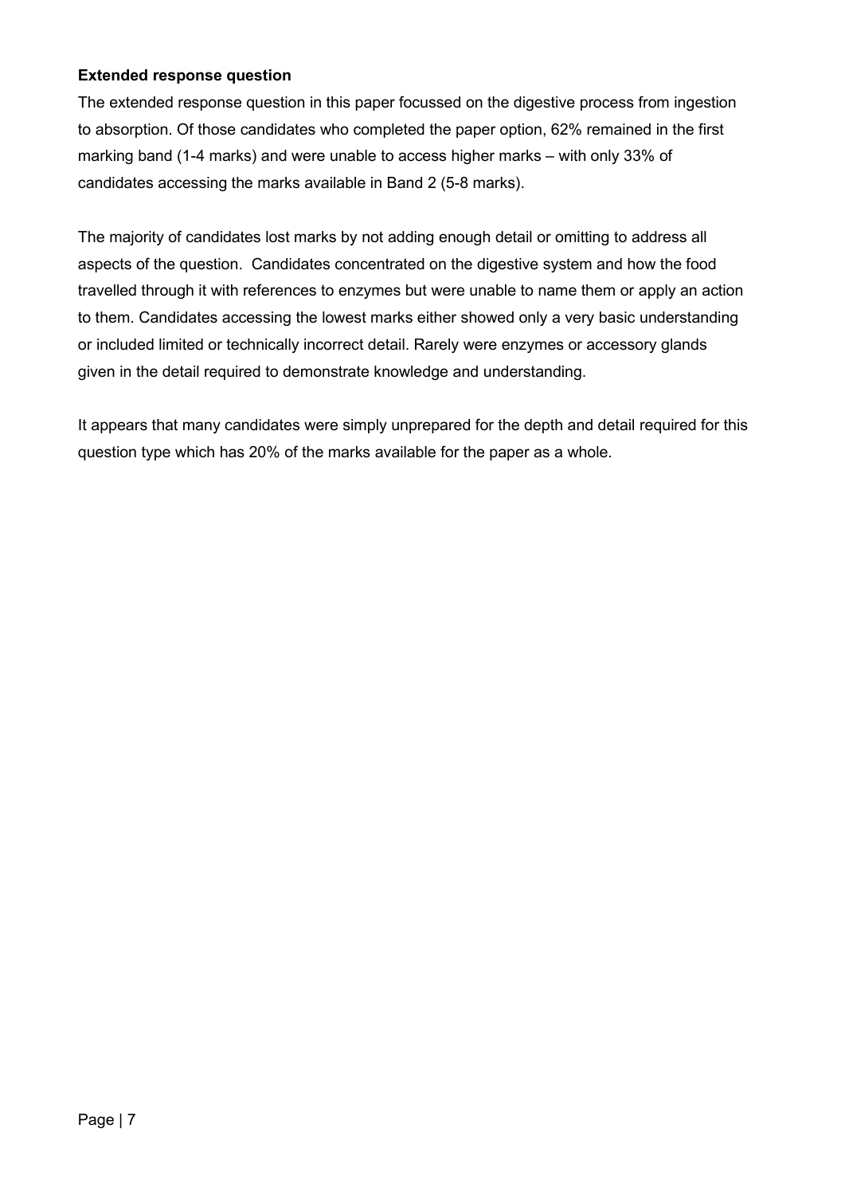**Extended response question**

The extended response question in this paper focussed on the digestive process from ingestion to absorption. Of those candidates who completed the paper option, 62% remained in the first marking band (1-4 marks) and were unable to access higher marks – with only 33% of candidates accessing the marks available in Band 2 (5-8 marks).

The majority of candidates lost marks by not adding enough detail or omitting to address all aspects of the question. Candidates concentrated on the digestive system and how the food travelled through it with references to enzymes but were unable to name them or apply an action to them. Candidates accessing the lowest marks either showed only a very basic understanding or included limited or technically incorrect detail. Rarely were enzymes or accessory glands given in the detail required to demonstrate knowledge and understanding.

It appears that many candidates were simply unprepared for the depth and detail required for this question type which has 20% of the marks available for the paper as a whole.